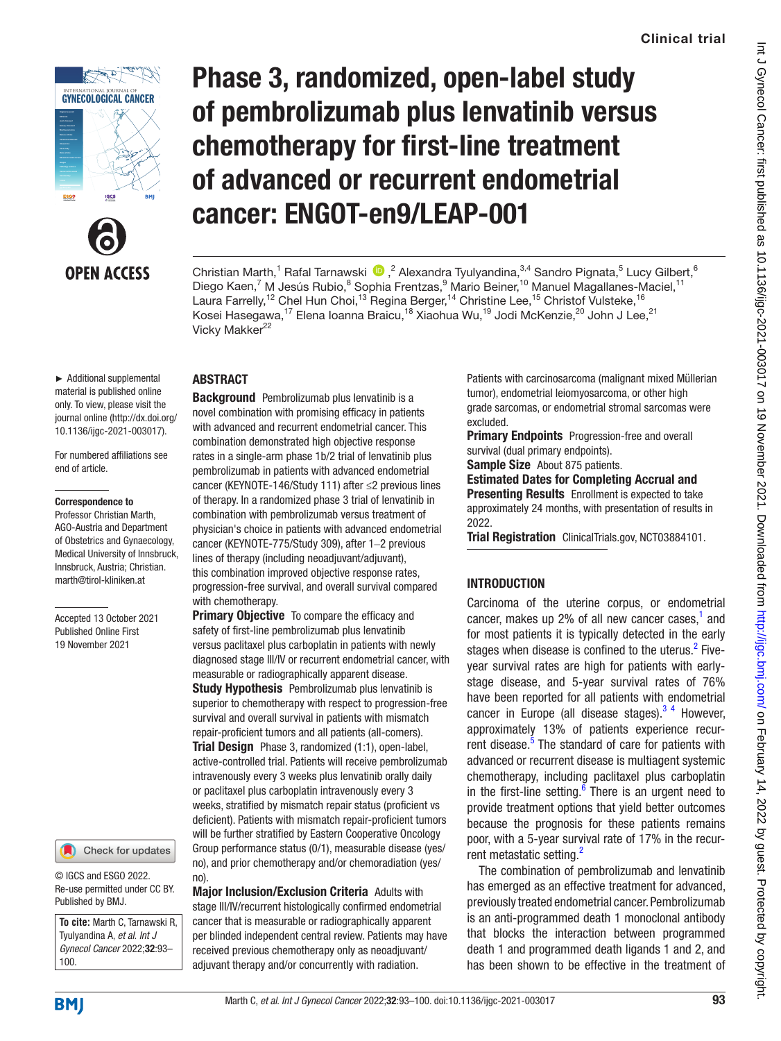# Phase 3, randomized, open-label study of pembrolizumab plus lenvatinib versus chemotherapy for first-line treatment of advanced or recurrent endometrial cancer: ENGOT-en9/LEAP-001

Christian Marth,[1] Rafal Tarnawski,[2] Alexandra Tyulyandina,[3,4] Sandro Pignata,[5] Lucy Gilbert,[6] Diego Kaen,[7] M Jesús Rubio,[8] Sophia Frentzas,[9] Mario Beiner,[10] Manuel Magallanes-Maciel,[11] Laura Farrelly,[12] Chel Hun Choi,[13] Regina Berger,[14] Christine Lee,[15] Christof Vulsteke,[16] Kosei Hasegawa,[17] Elena Ioanna Braicu,[18] Xiaohua Wu,[19] Jodi McKenzie,[20] John J Lee,[21] Vicky Makker[22]

► Additional supplemental material is published online only. To view, please visit the journal online (http://dx.doi.org/10.1136/ijgc-2021-003017).

For numbered affiliations see end of article.

**Correspondence to**
Professor Christian Marth, AGO-Austria and Department of Obstetrics and Gynaecology, Medical University of Innsbruck, Innsbruck, Austria; Christian.marth@tirol-kliniken.at

Accepted 13 October 2021
Published Online First 19 November 2021

© IGCS and ESGO 2022. Re-use permitted under CC BY. Published by BMJ.

**To cite:** Marth C, Tarnawski R, Tyulyandina A, *et al. Int J Gynecol Cancer* 2022;**32**:93–100.

## ABSTRACT

**Background** Pembrolizumab plus lenvatinib is a novel combination with promising efficacy in patients with advanced and recurrent endometrial cancer. This combination demonstrated high objective response rates in a single-arm phase 1b/2 trial of lenvatinib plus pembrolizumab in patients with advanced endometrial cancer (KEYNOTE-146/Study 111) after ≤2 previous lines of therapy. In a randomized phase 3 trial of lenvatinib in combination with pembrolizumab versus treatment of physician's choice in patients with advanced endometrial cancer (KEYNOTE-775/Study 309), after 1–2 previous lines of therapy (including neoadjuvant/adjuvant), this combination improved objective response rates, progression-free survival, and overall survival compared with chemotherapy.

**Primary Objective** To compare the efficacy and safety of first-line pembrolizumab plus lenvatinib versus paclitaxel plus carboplatin in patients with newly diagnosed stage III/IV or recurrent endometrial cancer, with measurable or radiographically apparent disease.

**Study Hypothesis** Pembrolizumab plus lenvatinib is superior to chemotherapy with respect to progression-free survival and overall survival in patients with mismatch repair-proficient tumors and all patients (all-comers).

**Trial Design** Phase 3, randomized (1:1), open-label, active-controlled trial. Patients will receive pembrolizumab intravenously every 3 weeks plus lenvatinib orally daily or paclitaxel plus carboplatin intravenously every 3 weeks, stratified by mismatch repair status (proficient vs deficient). Patients with mismatch repair-proficient tumors will be further stratified by Eastern Cooperative Oncology Group performance status (0/1), measurable disease (yes/no), and prior chemotherapy and/or chemoradiation (yes/no).

**Major Inclusion/Exclusion Criteria** Adults with stage III/IV/recurrent histologically confirmed endometrial cancer that is measurable or radiographically apparent per blinded independent central review. Patients may have received previous chemotherapy only as neoadjuvant/adjuvant therapy and/or concurrently with radiation. Patients with carcinosarcoma (malignant mixed Müllerian tumor), endometrial leiomyosarcoma, or other high grade sarcomas, or endometrial stromal sarcomas were excluded.

**Primary Endpoints** Progression-free and overall survival (dual primary endpoints).

**Sample Size** About 875 patients.

**Estimated Dates for Completing Accrual and Presenting Results** Enrollment is expected to take approximately 24 months, with presentation of results in 2022.

**Trial Registration** ClinicalTrials.gov, NCT03884101.

## INTRODUCTION

Carcinoma of the uterine corpus, or endometrial cancer, makes up 2% of all new cancer cases,[1] and for most patients it is typically detected in the early stages when disease is confined to the uterus.[2] Five-year survival rates are high for patients with early-stage disease, and 5-year survival rates of 76% have been reported for all patients with endometrial cancer in Europe (all disease stages).[3 4] However, approximately 13% of patients experience recurrent disease.[5] The standard of care for patients with advanced or recurrent disease is multiagent systemic chemotherapy, including paclitaxel plus carboplatin in the first-line setting.[6] There is an urgent need to provide treatment options that yield better outcomes because the prognosis for these patients remains poor, with a 5-year survival rate of 17% in the recurrent metastatic setting.[2]

The combination of pembrolizumab and lenvatinib has emerged as an effective treatment for advanced, previously treated endometrial cancer. Pembrolizumab is an anti-programmed death 1 monoclonal antibody that blocks the interaction between programmed death 1 and programmed death ligands 1 and 2, and has been shown to be effective in the treatment of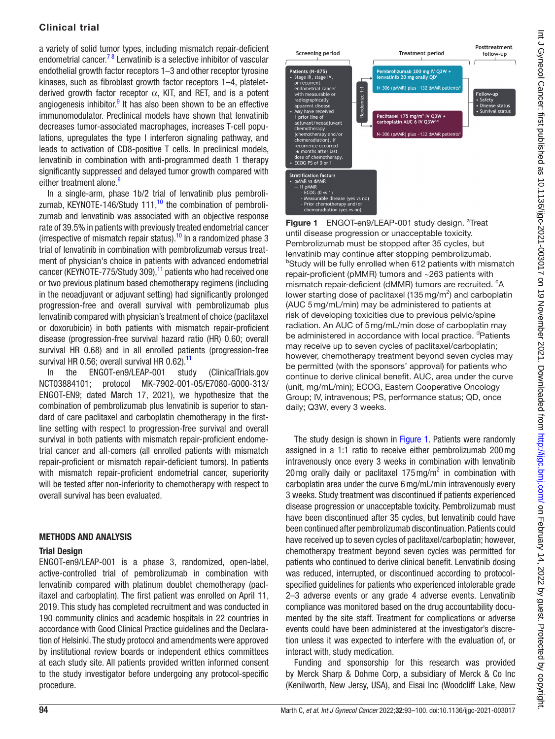a variety of solid tumor types, including mismatch repair-deficient endometrial cancer.[7 8] Lenvatinib is a selective inhibitor of vascular endothelial growth factor receptors 1–3 and other receptor tyrosine kinases, such as fibroblast growth factor receptors 1–4, platelet-derived growth factor receptor α, KIT, and RET, and is a potent angiogenesis inhibitor.[9] It has also been shown to be an effective immunomodulator. Preclinical models have shown that lenvatinib decreases tumor-associated macrophages, increases T-cell populations, upregulates the type I interferon signaling pathway, and leads to activation of CD8-positive T cells. In preclinical models, lenvatinib in combination with anti-programmed death 1 therapy significantly suppressed and delayed tumor growth compared with either treatment alone.[9]

In a single-arm, phase 1b/2 trial of lenvatinib plus pembrolizumab, KEYNOTE-146/Study 111,[10] the combination of pembrolizumab and lenvatinib was associated with an objective response rate of 39.5% in patients with previously treated endometrial cancer (irrespective of mismatch repair status).[10] In a randomized phase 3 trial of lenvatinib in combination with pembrolizumab versus treatment of physician's choice in patients with advanced endometrial cancer (KEYNOTE-775/Study 309),[11] patients who had received one or two previous platinum based chemotherapy regimens (including in the neoadjuvant or adjuvant setting) had significantly prolonged progression-free and overall survival with pembrolizumab plus lenvatinib compared with physician's treatment of choice (paclitaxel or doxorubicin) in both patients with mismatch repair-proficient disease (progression-free survival hazard ratio (HR) 0.60; overall survival HR 0.68) and in all enrolled patients (progression-free survival HR 0.56; overall survival HR 0.62).[11]

In the ENGOT-en9/LEAP-001 study (ClinicalTrials.gov NCT03884101; protocol MK-7902-001-05/E7080-G000-313/ENGOT-EN9; dated March 17, 2021), we hypothesize that the combination of pembrolizumab plus lenvatinib is superior to standard of care paclitaxel and carboplatin chemotherapy in the first-line setting with respect to progression-free survival and overall survival in both patients with mismatch repair-proficient endometrial cancer and all-comers (all enrolled patients with mismatch repair-proficient or mismatch repair-deficient tumors). In patients with mismatch repair-proficient endometrial cancer, superiority will be tested after non-inferiority to chemotherapy with respect to overall survival has been evaluated.

## METHODS AND ANALYSIS

### Trial Design

ENGOT-en9/LEAP-001 is a phase 3, randomized, open-label, active-controlled trial of pembrolizumab in combination with lenvatinib compared with platinum doublet chemotherapy (paclitaxel and carboplatin). The first patient was enrolled on April 11, 2019. This study has completed recruitment and was conducted in 190 community clinics and academic hospitals in 22 countries in accordance with Good Clinical Practice guidelines and the Declaration of Helsinki. The study protocol and amendments were approved by institutional review boards or independent ethics committees at each study site. All patients provided written informed consent to the study investigator before undergoing any protocol-specific procedure.

Screening period | Treatment period | Posttreatment follow-up

Patients (N~875)
- Stage III, stage IV, or recurrent endometrial cancer with measurable or radiographically apparent disease
- May have received 1 prior line of adjuvant/neoadjuvant chemotherapy (chemotherapy and/or chemoradiation), if recurrence occurred ≥6 months after last dose of chemotherapy.
- ECOG PS of 0 or 1

Randomize 1:1

Pembrolizumab 200 mg IV Q3W + lenvatinib 20 mg orally QD[a]
N~306 (pMMR) plus ~132 dMMR patients[b]

Paclitaxel 175 mg/m² IV Q3W + carboplatin AUC 6 IV Q3W[c,d]
N~306 (pMMR) plus ~132 dMMR patients[b]

Follow-up
- Safety
- Disease status
- Survival status

Stratification factors
- pMMR vs dMMR
  - If pMMR
    - ECOG (0 vs 1)
    - Measurable disease (yes vs no)
    - Prior chemotherapy and/or chemoradiation (yes vs no)

**Figure 1** ENGOT-en9/LEAP-001 study design. [a]Treat until disease progression or unacceptable toxicity. Pembrolizumab must be stopped after 35 cycles, but lenvatinib may continue after stopping pembrolizumab. [b]Study will be fully enrolled when 612 patients with mismatch repair-proficient (pMMR) tumors and ~263 patients with mismatch repair-deficient (dMMR) tumors are recruited. [c]A lower starting dose of paclitaxel (135 mg/m$^2$) and carboplatin (AUC 5 mg/mL/min) may be administered to patients at risk of developing toxicities due to previous pelvic/spine radiation. An AUC of 5 mg/mL/min dose of carboplatin may be administered in accordance with local practice. [d]Patients may receive up to seven cycles of paclitaxel/carboplatin; however, chemotherapy treatment beyond seven cycles may be permitted (with the sponsors' approval) for patients who continue to derive clinical benefit. AUC, area under the curve (unit, mg/mL/min); ECOG, Eastern Cooperative Oncology Group; IV, intravenous; PS, performance status; QD, once daily; Q3W, every 3 weeks.

The study design is shown in Figure 1. Patients were randomly assigned in a 1:1 ratio to receive either pembrolizumab 200 mg intravenously once every 3 weeks in combination with lenvatinib 20 mg orally daily or paclitaxel 175 mg/m$^2$ in combination with carboplatin area under the curve 6 mg/mL/min intravenously every 3 weeks. Study treatment was discontinued if patients experienced disease progression or unacceptable toxicity. Pembrolizumab must have been discontinued after 35 cycles, but lenvatinib could have been continued after pembrolizumab discontinuation. Patients could have received up to seven cycles of paclitaxel/carboplatin; however, chemotherapy treatment beyond seven cycles was permitted for patients who continued to derive clinical benefit. Lenvatinib dosing was reduced, interrupted, or discontinued according to protocol-specified guidelines for patients who experienced intolerable grade 2–3 adverse events or any grade 4 adverse events. Lenvatinib compliance was monitored based on the drug accountability documented by the site staff. Treatment for complications or adverse events could have been administered at the investigator's discretion unless it was expected to interfere with the evaluation of, or interact with, study medication.

Funding and sponsorship for this research was provided by Merck Sharp & Dohme Corp, a subsidiary of Merck & Co Inc (Kenilworth, New Jersey, USA), and Eisai Inc (Woodcliff Lake, New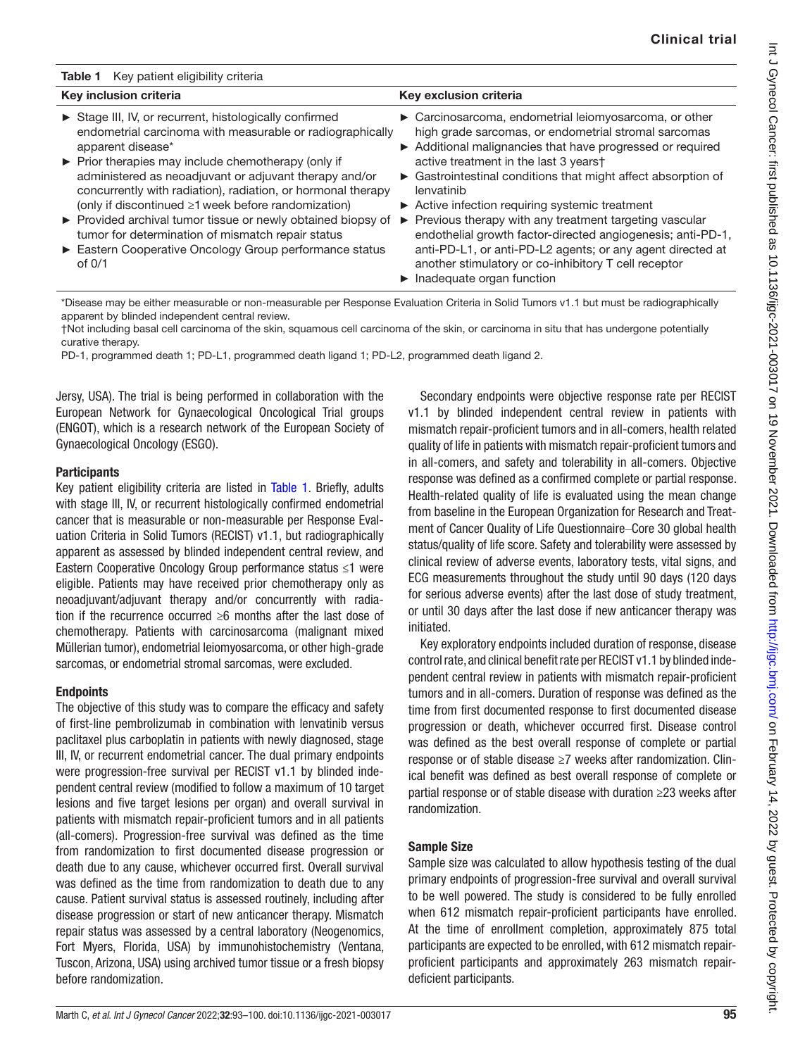**Table 1** Key patient eligibility criteria

| Key inclusion criteria | Key exclusion criteria |
|---|---|
| ► Stage III, IV, or recurrent, histologically confirmed endometrial carcinoma with measurable or radiographically apparent disease*<br>► Prior therapies may include chemotherapy (only if administered as neoadjuvant or adjuvant therapy and/or concurrently with radiation), radiation, or hormonal therapy (only if discontinued ≥1 week before randomization)<br>► Provided archival tumor tissue or newly obtained biopsy of tumor for determination of mismatch repair status<br>► Eastern Cooperative Oncology Group performance status of 0/1 | ► Carcinosarcoma, endometrial leiomyosarcoma, or other high grade sarcomas, or endometrial stromal sarcomas<br>► Additional malignancies that have progressed or required active treatment in the last 3 years†<br>► Gastrointestinal conditions that might affect absorption of lenvatinib<br>► Active infection requiring systemic treatment<br>► Previous therapy with any treatment targeting vascular endothelial growth factor-directed angiogenesis; anti-PD-1, anti-PD-L1, or anti-PD-L2 agents; or any agent directed at another stimulatory or co-inhibitory T cell receptor<br>► Inadequate organ function |

*Disease may be either measurable or non-measurable per Response Evaluation Criteria in Solid Tumors v1.1 but must be radiographically apparent by blinded independent central review.
†Not including basal cell carcinoma of the skin, squamous cell carcinoma of the skin, or carcinoma in situ that has undergone potentially curative therapy.
PD-1, programmed death 1; PD-L1, programmed death ligand 1; PD-L2, programmed death ligand 2.

Jersy, USA). The trial is being performed in collaboration with the European Network for Gynaecological Oncological Trial groups (ENGOT), which is a research network of the European Society of Gynaecological Oncology (ESGO).

### Participants

Key patient eligibility criteria are listed in Table 1. Briefly, adults with stage III, IV, or recurrent histologically confirmed endometrial cancer that is measurable or non-measurable per Response Evaluation Criteria in Solid Tumors (RECIST) v1.1, but radiographically apparent as assessed by blinded independent central review, and Eastern Cooperative Oncology Group performance status ≤1 were eligible. Patients may have received prior chemotherapy only as neoadjuvant/adjuvant therapy and/or concurrently with radiation if the recurrence occurred ≥6 months after the last dose of chemotherapy. Patients with carcinosarcoma (malignant mixed Müllerian tumor), endometrial leiomyosarcoma, or other high-grade sarcomas, or endometrial stromal sarcomas, were excluded.

### Endpoints

The objective of this study was to compare the efficacy and safety of first-line pembrolizumab in combination with lenvatinib versus paclitaxel plus carboplatin in patients with newly diagnosed, stage III, IV, or recurrent endometrial cancer. The dual primary endpoints were progression-free survival per RECIST v1.1 by blinded independent central review (modified to follow a maximum of 10 target lesions and five target lesions per organ) and overall survival in patients with mismatch repair-proficient tumors and in all patients (all-comers). Progression-free survival was defined as the time from randomization to first documented disease progression or death due to any cause, whichever occurred first. Overall survival was defined as the time from randomization to death due to any cause. Patient survival status is assessed routinely, including after disease progression or start of new anticancer therapy. Mismatch repair status was assessed by a central laboratory (Neogenomics, Fort Myers, Florida, USA) by immunohistochemistry (Ventana, Tuscon, Arizona, USA) using archived tumor tissue or a fresh biopsy before randomization.

Secondary endpoints were objective response rate per RECIST v1.1 by blinded independent central review in patients with mismatch repair-proficient tumors and in all-comers, health related quality of life in patients with mismatch repair-proficient tumors and in all-comers, and safety and tolerability in all-comers. Objective response was defined as a confirmed complete or partial response. Health-related quality of life is evaluated using the mean change from baseline in the European Organization for Research and Treatment of Cancer Quality of Life Questionnaire–Core 30 global health status/quality of life score. Safety and tolerability were assessed by clinical review of adverse events, laboratory tests, vital signs, and ECG measurements throughout the study until 90 days (120 days for serious adverse events) after the last dose of study treatment, or until 30 days after the last dose if new anticancer therapy was initiated.

Key exploratory endpoints included duration of response, disease control rate, and clinical benefit rate per RECIST v1.1 by blinded independent central review in patients with mismatch repair-proficient tumors and in all-comers. Duration of response was defined as the time from first documented response to first documented disease progression or death, whichever occurred first. Disease control was defined as the best overall response of complete or partial response or of stable disease ≥7 weeks after randomization. Clinical benefit was defined as best overall response of complete or partial response or of stable disease with duration ≥23 weeks after randomization.

### Sample Size

Sample size was calculated to allow hypothesis testing of the dual primary endpoints of progression-free survival and overall survival to be well powered. The study is considered to be fully enrolled when 612 mismatch repair-proficient participants have enrolled. At the time of enrollment completion, approximately 875 total participants are expected to be enrolled, with 612 mismatch repair-proficient participants and approximately 263 mismatch repair-deficient participants.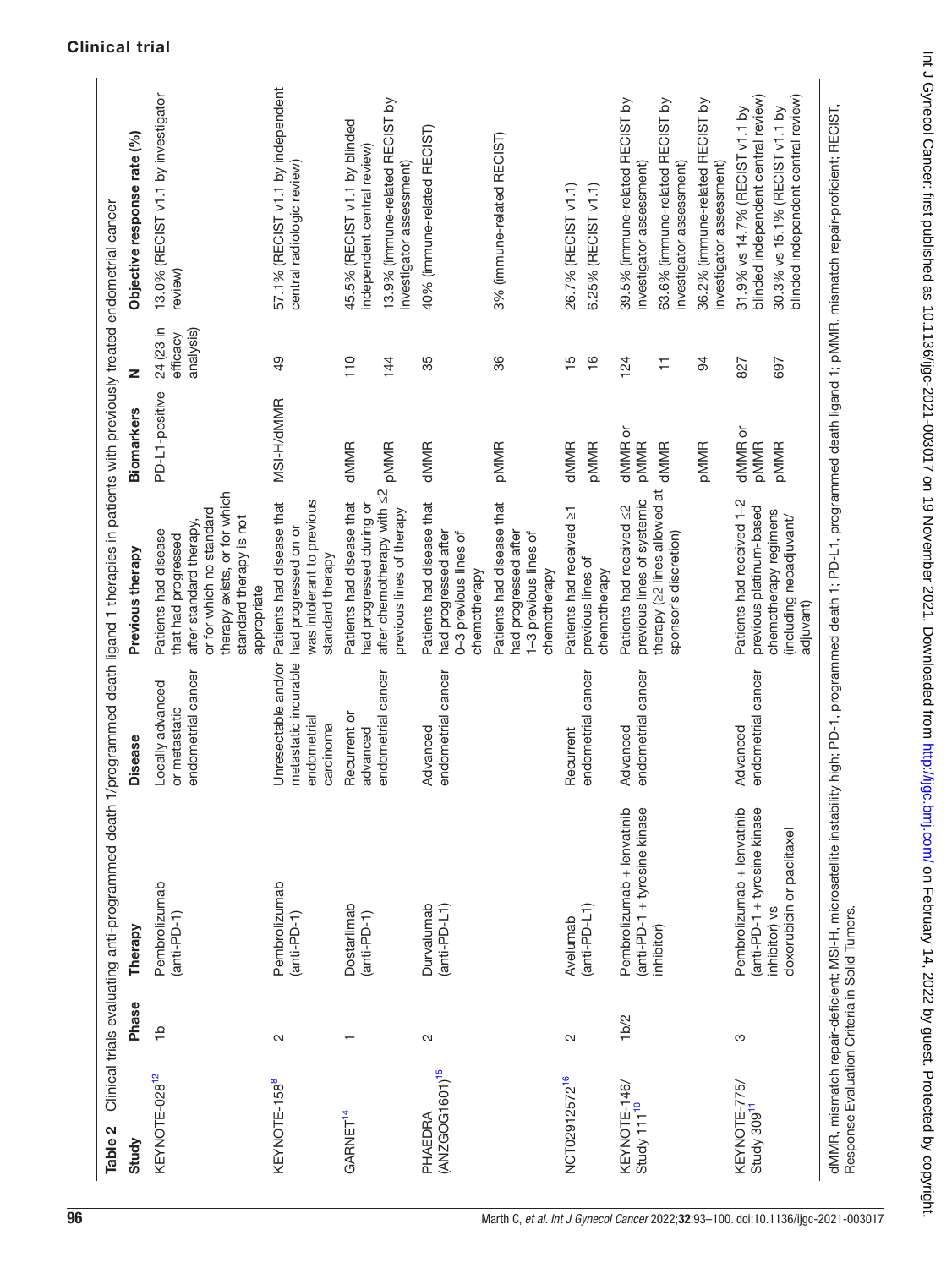**Table 2** Clinical trials evaluating anti-programmed death 1/programmed death ligand 1 therapies in patients with previously treated endometrial cancer

| Study | Phase | Therapy | Disease | Previous therapy | Biomarkers | N | Objective response rate (%) |
|---|---|---|---|---|---|---|---|
| KEYNOTE-028[12] | 1b | Pembrolizumab (anti-PD-1) | Locally advanced or metastatic endometrial cancer | Patients had disease that had progressed after standard therapy, or for which no standard therapy exists, or for which standard therapy is not appropriate | PD-L1-positive | 24 (23 in efficacy analysis) | 13.0% (RECIST v1.1 by investigator review) |
| KEYNOTE-158[8] | 2 | Pembrolizumab (anti-PD-1) | Unresectable and/or metastatic incurable endometrial carcinoma | Patients had disease that had progressed on or was intolerant to previous standard therapy | MSI-H/dMMR | 49 | 57.1% (RECIST v1.1 by independent central radiologic review) |
| GARNET[14] | 1 | Dostarlimab (anti-PD-1) | Recurrent or advanced endometrial cancer | Patients had disease that had progressed during or after chemotherapy with ≤2 previous lines of therapy | dMMR | 110 | 45.5% (RECIST v1.1 by blinded independent central review) |
| | | | | | pMMR | 144 | 13.9% (immune-related RECIST by investigator assessment) |
| PHAEDRA (ANZGOG1601)[15] | 2 | Durvalumab (anti-PD-L1) | Advanced endometrial cancer | Patients had disease that had progressed after 0–3 previous lines of chemotherapy | dMMR | 35 | 40% (immune-related RECIST) |
| | | | | Patients had disease that had progressed after 1–3 previous lines of chemotherapy | pMMR | 36 | 3% (immune-related RECIST) |
| NCT02912572[16] | 2 | Avelumab (anti-PD-L1) | Recurrent endometrial cancer | Patients had received ≥1 previous lines of chemotherapy | dMMR | 15 | 26.7% (RECIST v1.1) |
| | | | | | pMMR | 16 | 6.25% (RECIST v1.1) |
| KEYNOTE-146/ Study 111[10] | 1b/2 | Pembrolizumab + lenvatinib (anti-PD-1 + tyrosine kinase inhibitor) | Advanced endometrial cancer | Patients had received ≤2 previous lines of systemic therapy (≥2 lines allowed at sponsor's discretion) | dMMR or pMMR | 124 | 39.5% (immune-related RECIST by investigator assessment) |
| | | | | | dMMR | 11 | 63.6% (immune-related RECIST by investigator assessment) |
| | | | | | pMMR | 94 | 36.2% (immune-related RECIST by investigator assessment) |
| KEYNOTE-775/ Study 309[11] | 3 | Pembrolizumab + lenvatinib (anti-PD-1 + tyrosine kinase inhibitor) vs doxorubicin or paclitaxel | Advanced endometrial cancer | Patients had received 1–2 previous platinum-based chemotherapy regimens (including neoadjuvant/ adjuvant) | dMMR or pMMR | 827 | 31.9% vs 14.7% (RECIST v1.1 by blinded independent central review) |
| | | | | | pMMR | 697 | 30.3% vs 15.1% (RECIST v1.1 by blinded independent central review) |

dMMR, mismatch repair-deficient; MSI-H, microsatellite instability high; PD-1, programmed death 1; PD-L1, programmed death ligand 1; pMMR, mismatch repair-proficient; RECIST, Response Evaluation Criteria in Solid Tumors.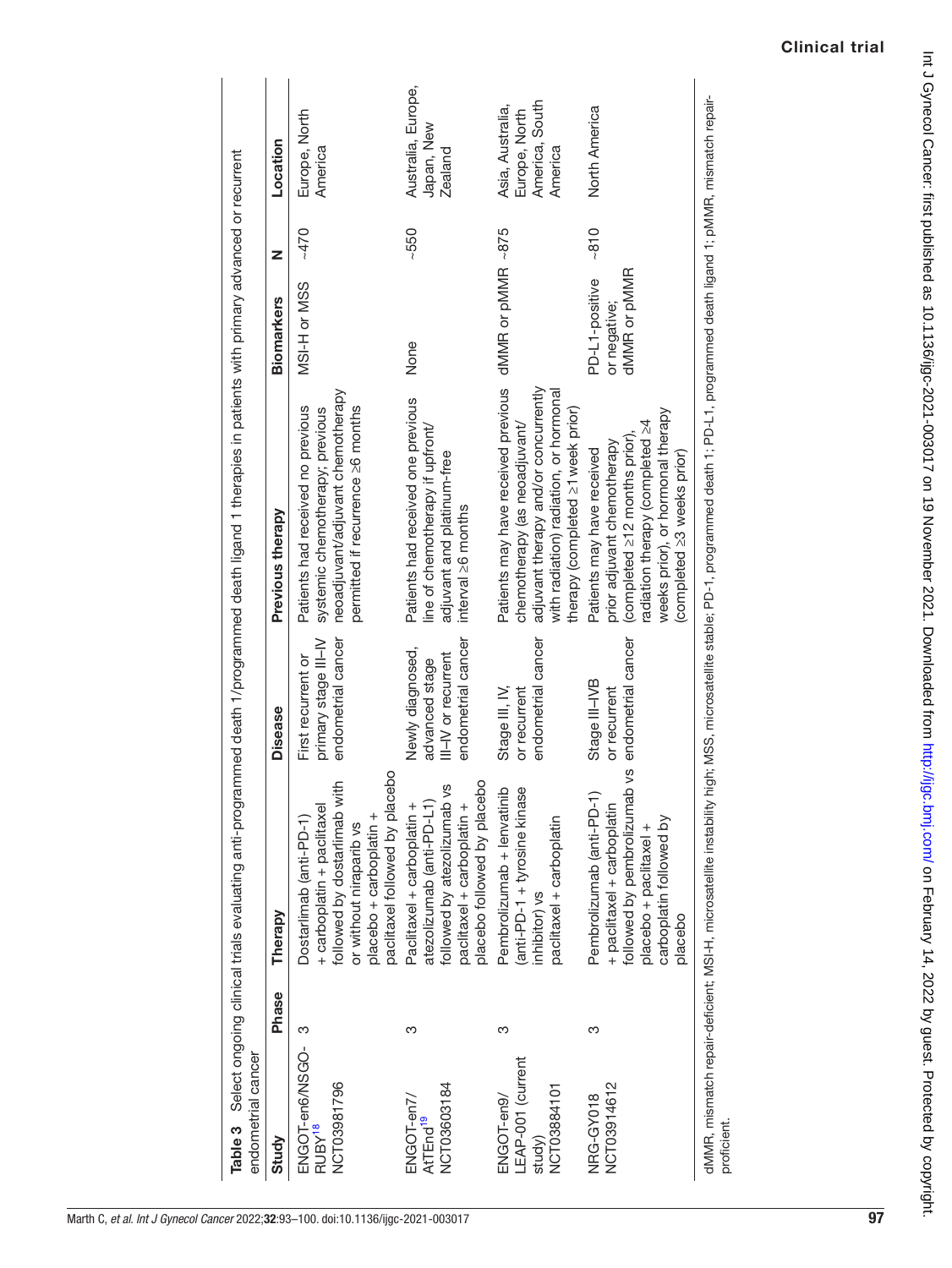**Table 3** Select ongoing clinical trials evaluating anti-programmed death 1/programmed death ligand 1 therapies in patients with primary advanced or recurrent endometrial cancer

| Study | Phase | Therapy | Disease | Previous therapy | Biomarkers | N | Location |
|---|---|---|---|---|---|---|---|
| ENGOT-en6/NSGO-RUBY[18] NCT03981796 | 3 | Dostarlimab (anti-PD-1) + carboplatin + paclitaxel followed by dostarlimab with or without niraparib vs placebo + carboplatin + paclitaxel followed by placebo | First recurrent or primary stage III–IV endometrial cancer | Patients had received no previous systemic chemotherapy; previous neoadjuvant/adjuvant chemotherapy permitted if recurrence ≥6 months | MSI-H or MSS | ~470 | Europe, North America |
| ENGOT-en7/ AtTEnd[19] NCT03603184 | 3 | Paclitaxel + carboplatin + atezolizumab (anti-PD-L1) followed by atezolizumab vs paclitaxel + carboplatin + placebo followed by placebo | Newly diagnosed, advanced stage III–IV or recurrent endometrial cancer | Patients had received one previous line of chemotherapy if upfront/ adjuvant and platinum-free interval ≥6 months | None | ~550 | Australia, Europe, Japan, New Zealand |
| ENGOT-en9/ LEAP-001 (current study) NCT03884101 | 3 | Pembrolizumab + lenvatinib (anti-PD-1 + tyrosine kinase inhibitor) vs paclitaxel + carboplatin | Stage III, IV, or recurrent endometrial cancer | Patients may have received previous chemotherapy (as neoadjuvant/ adjuvant therapy and/or concurrently with radiation) radiation, or hormonal therapy (completed ≥1 week prior) | dMMR or pMMR | ~875 | Asia, Australia, Europe, North America, South America |
| NRG-GY018 NCT03914612 | 3 | Pembrolizumab (anti-PD-1) + paclitaxel + carboplatin followed by pembrolizumab vs placebo + paclitaxel + carboplatin followed by placebo | Stage III–IVB or recurrent endometrial cancer | Patients may have received prior adjuvant chemotherapy (completed ≥12 months prior), radiation therapy (completed ≥4 weeks prior), or hormonal therapy (completed ≥3 weeks prior) | PD-L1-positive or negative; dMMR or pMMR | ~810 | North America |

dMMR, mismatch repair-deficient; MSI-H, microsatellite instability high; MSS, microsatellite stable; PD-1, programmed death 1; PD-L1, programmed death ligand 1; pMMR, mismatch repair-proficient.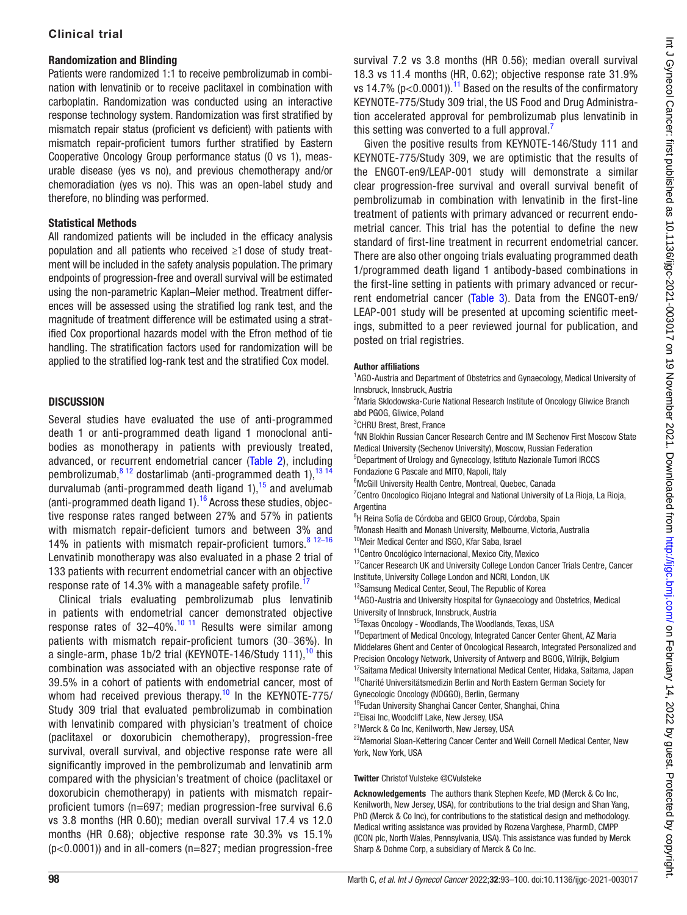### Randomization and Blinding

Patients were randomized 1:1 to receive pembrolizumab in combination with lenvatinib or to receive paclitaxel in combination with carboplatin. Randomization was conducted using an interactive response technology system. Randomization was first stratified by mismatch repair status (proficient vs deficient) with patients with mismatch repair-proficient tumors further stratified by Eastern Cooperative Oncology Group performance status (0 vs 1), measurable disease (yes vs no), and previous chemotherapy and/or chemoradiation (yes vs no). This was an open-label study and therefore, no blinding was performed.

### Statistical Methods

All randomized patients will be included in the efficacy analysis population and all patients who received ≥1 dose of study treatment will be included in the safety analysis population. The primary endpoints of progression-free and overall survival will be estimated using the non-parametric Kaplan–Meier method. Treatment differences will be assessed using the stratified log rank test, and the magnitude of treatment difference will be estimated using a stratified Cox proportional hazards model with the Efron method of tie handling. The stratification factors used for randomization will be applied to the stratified log-rank test and the stratified Cox model.

## DISCUSSION

Several studies have evaluated the use of anti-programmed death 1 or anti-programmed death ligand 1 monoclonal antibodies as monotherapy in patients with previously treated, advanced, or recurrent endometrial cancer (Table 2), including pembrolizumab,[8 12] dostarlimab (anti-programmed death 1),[13 14] durvalumab (anti-programmed death ligand 1),[15] and avelumab (anti-programmed death ligand 1).[16] Across these studies, objective response rates ranged between 27% and 57% in patients with mismatch repair-deficient tumors and between 3% and 14% in patients with mismatch repair-proficient tumors.[8 12–16] Lenvatinib monotherapy was also evaluated in a phase 2 trial of 133 patients with recurrent endometrial cancer with an objective response rate of 14.3% with a manageable safety profile.[17]

Clinical trials evaluating pembrolizumab plus lenvatinib in patients with endometrial cancer demonstrated objective response rates of 32–40%.[10 11] Results were similar among patients with mismatch repair-proficient tumors (30–36%). In a single-arm, phase 1b/2 trial (KEYNOTE-146/Study 111),[10] this combination was associated with an objective response rate of 39.5% in a cohort of patients with endometrial cancer, most of whom had received previous therapy.[10] In the KEYNOTE-775/Study 309 trial that evaluated pembrolizumab in combination with lenvatinib compared with physician's treatment of choice (paclitaxel or doxorubicin chemotherapy), progression-free survival, overall survival, and objective response rate were all significantly improved in the pembrolizumab and lenvatinib arm compared with the physician's treatment of choice (paclitaxel or doxorubicin chemotherapy) in patients with mismatch repair-proficient tumors (n=697; median progression-free survival 6.6 vs 3.8 months (HR 0.60); median overall survival 17.4 vs 12.0 months (HR 0.68); objective response rate 30.3% vs 15.1% ($p<0.0001$)) and in all-comers (n=827; median progression-free survival 7.2 vs 3.8 months (HR 0.56); median overall survival 18.3 vs 11.4 months (HR, 0.62); objective response rate 31.9% vs 14.7% ($p<0.0001$)).[11] Based on the results of the confirmatory KEYNOTE-775/Study 309 trial, the US Food and Drug Administration accelerated approval for pembrolizumab plus lenvatinib in this setting was converted to a full approval.[7]

Given the positive results from KEYNOTE-146/Study 111 and KEYNOTE-775/Study 309, we are optimistic that the results of the ENGOT-en9/LEAP-001 study will demonstrate a similar clear progression-free survival and overall survival benefit of pembrolizumab in combination with lenvatinib in the first-line treatment of patients with primary advanced or recurrent endometrial cancer. This trial has the potential to define the new standard of first-line treatment in recurrent endometrial cancer. There are also other ongoing trials evaluating programmed death 1/programmed death ligand 1 antibody-based combinations in the first-line setting in patients with primary advanced or recurrent endometrial cancer (Table 3). Data from the ENGOT-en9/LEAP-001 study will be presented at upcoming scientific meetings, submitted to a peer reviewed journal for publication, and posted on trial registries.

#### Author affiliations

[1]AGO-Austria and Department of Obstetrics and Gynaecology, Medical University of Innsbruck, Innsbruck, Austria
[2]Maria Sklodowska-Curie National Research Institute of Oncology Gliwice Branch abd PGOG, Gliwice, Poland
[3]CHRU Brest, Brest, France
[4]NN Blokhin Russian Cancer Research Centre and IM Sechenov First Moscow State Medical University (Sechenov University), Moscow, Russian Federation
[5]Department of Urology and Gynecology, Istituto Nazionale Tumori IRCCS Fondazione G Pascale and MITO, Napoli, Italy
[6]McGill University Health Centre, Montreal, Quebec, Canada
[7]Centro Oncologico Riojano Integral and National University of La Rioja, La Rioja, Argentina
[8]H Reina Sofía de Córdoba and GEICO Group, Córdoba, Spain
[9]Monash Health and Monash University, Melbourne, Victoria, Australia
[10]Meir Medical Center and ISGO, Kfar Saba, Israel
[11]Centro Oncológico Internacional, Mexico City, Mexico
[12]Cancer Research UK and University College London Cancer Trials Centre, Cancer Institute, University College London and NCRI, London, UK
[13]Samsung Medical Center, Seoul, The Republic of Korea
[14]AGO-Austria and University Hospital for Gynaecology and Obstetrics, Medical University of Innsbruck, Innsbruck, Austria
[15]Texas Oncology - Woodlands, The Woodlands, Texas, USA
[16]Department of Medical Oncology, Integrated Cancer Center Ghent, AZ Maria Middelares Ghent and Center of Oncological Research, Integrated Personalized and Precision Oncology Network, University of Antwerp and BGOG, Wilrijk, Belgium
[17]Saitama Medical University International Medical Center, Hidaka, Saitama, Japan
[18]Charité Universitätsmedizin Berlin and North Eastern German Society for Gynecologic Oncology (NOGGO), Berlin, Germany
[19]Fudan University Shanghai Cancer Center, Shanghai, China
[20]Eisai Inc, Woodcliff Lake, New Jersey, USA
[21]Merck & Co Inc, Kenilworth, New Jersey, USA
[22]Memorial Sloan-Kettering Cancer Center and Weill Cornell Medical Center, New York, New York, USA

**Twitter** Christof Vulsteke @CVulsteke

**Acknowledgements** The authors thank Stephen Keefe, MD (Merck & Co Inc, Kenilworth, New Jersey, USA), for contributions to the trial design and Shan Yang, PhD (Merck & Co Inc), for contributions to the statistical design and methodology. Medical writing assistance was provided by Rozena Varghese, PharmD, CMPP (ICON plc, North Wales, Pennsylvania, USA). This assistance was funded by Merck Sharp & Dohme Corp, a subsidiary of Merck & Co Inc.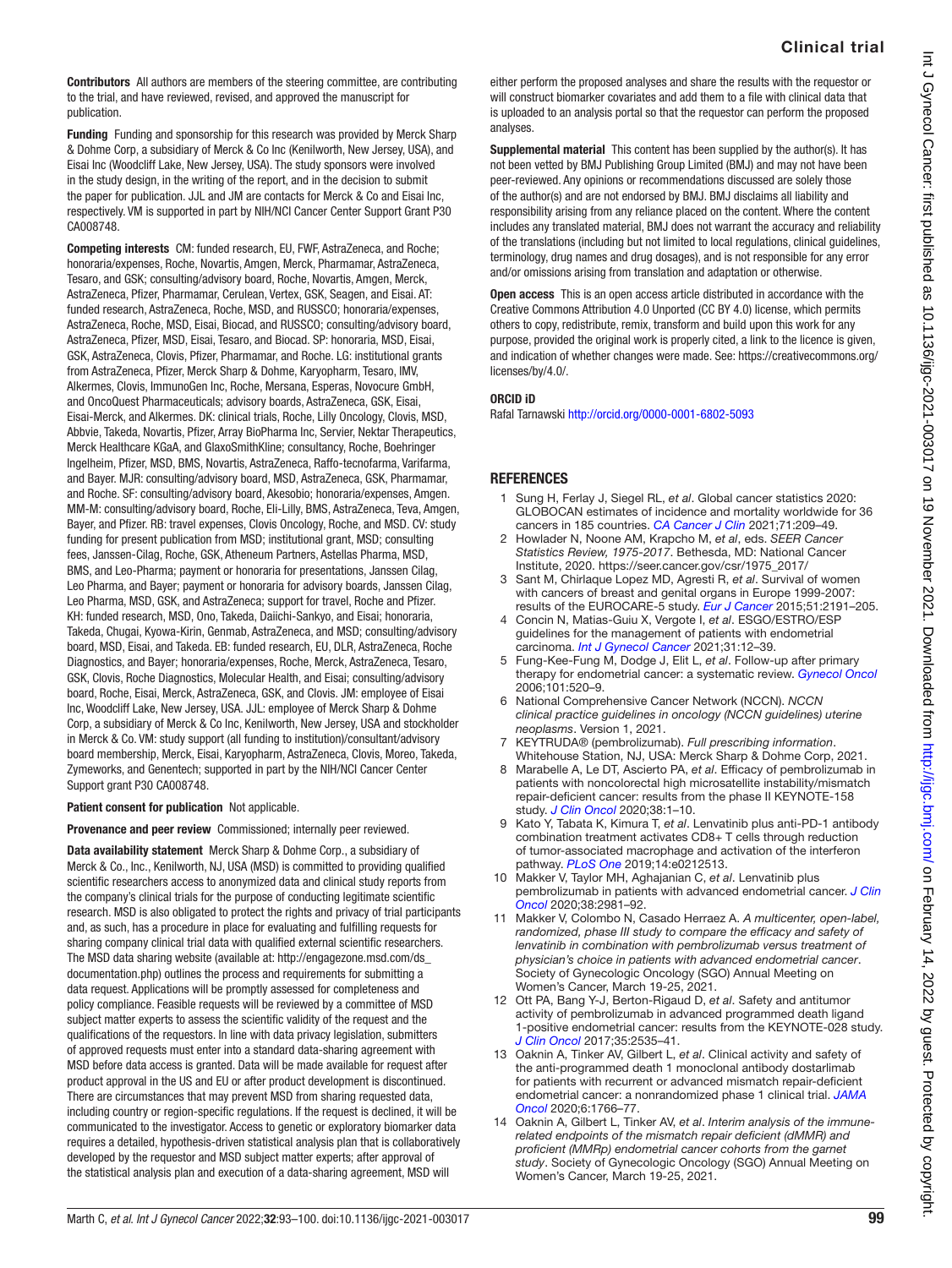**Contributors** All authors are members of the steering committee, are contributing to the trial, and have reviewed, revised, and approved the manuscript for publication.

**Funding** Funding and sponsorship for this research was provided by Merck Sharp & Dohme Corp, a subsidiary of Merck & Co Inc (Kenilworth, New Jersey, USA), and Eisai Inc (Woodcliff Lake, New Jersey, USA). The study sponsors were involved in the study design, in the writing of the report, and in the decision to submit the paper for publication. JJL and JM are contacts for Merck & Co and Eisai Inc, respectively. VM is supported in part by NIH/NCI Cancer Center Support Grant P30 CA008748.

**Competing interests** CM: funded research, EU, FWF, AstraZeneca, and Roche; honoraria/expenses, Roche, Novartis, Amgen, Merck, Pharmamar, AstraZeneca, Tesaro, and GSK; consulting/advisory board, Roche, Novartis, Amgen, Merck, AstraZeneca, Pfizer, Pharmamar, Cerulean, Vertex, GSK, Seagen, and Eisai. AT: funded research, AstraZeneca, Roche, MSD, and RUSSCO; honoraria/expenses, AstraZeneca, Roche, MSD, Eisai, Biocad, and RUSSCO; consulting/advisory board, AstraZeneca, Pfizer, MSD, Eisai, Tesaro, and Biocad. SP: honoraria, MSD, Eisai, GSK, AstraZeneca, Clovis, Pfizer, Pharmamar, and Roche. LG: institutional grants from AstraZeneca, Pfizer, Merck Sharp & Dohme, Karyopharm, Tesaro, IMV, Alkermes, Clovis, ImmunoGen Inc, Roche, Mersana, Esperas, Novocure GmbH, and OncoQuest Pharmaceuticals; advisory boards, AstraZeneca, GSK, Eisai, Eisai-Merck, and Alkermes. DK: clinical trials, Roche, Lilly Oncology, Clovis, MSD, Abbvie, Takeda, Novartis, Pfizer, Array BioPharma Inc, Servier, Nektar Therapeutics, Merck Healthcare KGaA, and GlaxoSmithKline; consultancy, Roche, Boehringer Ingelheim, Pfizer, MSD, BMS, Novartis, AstraZeneca, Raffo-tecnofarma, Varifarma, and Bayer. MJR: consulting/advisory board, MSD, AstraZeneca, GSK, Pharmamar, and Roche. SF: consulting/advisory board, Akesobio; honoraria/expenses, Amgen. MM-M: consulting/advisory board, Roche, Eli-Lilly, BMS, AstraZeneca, Teva, Amgen, Bayer, and Pfizer. RB: travel expenses, Clovis Oncology, Roche, and MSD. CV: study funding for present publication from MSD; institutional grant, MSD; consulting fees, Janssen-Cilag, Roche, GSK, Atheneum Partners, Astellas Pharma, MSD, BMS, and Leo-Pharma; payment or honoraria for presentations, Janssen Cilag, Leo Pharma, and Bayer; payment or honoraria for advisory boards, Janssen Cilag, Leo Pharma, MSD, GSK, and AstraZeneca; support for travel, Roche and Pfizer. KH: funded research, MSD, Ono, Takeda, Daiichi-Sankyo, and Eisai; honoraria, Takeda, Chugai, Kyowa-Kirin, Genmab, AstraZeneca, and MSD; consulting/advisory board, MSD, Eisai, and Takeda. EB: funded research, EU, DLR, AstraZeneca, Roche Diagnostics, and Bayer; honoraria/expenses, Roche, Merck, AstraZeneca, Tesaro, GSK, Clovis, Roche Diagnostics, Molecular Health, and Eisai; consulting/advisory board, Roche, Eisai, Merck, AstraZeneca, GSK, and Clovis. JM: employee of Eisai Inc, Woodcliff Lake, New Jersey, USA. JJL: employee of Merck Sharp & Dohme Corp, a subsidiary of Merck & Co Inc, Kenilworth, New Jersey, USA and stockholder in Merck & Co. VM: study support (all funding to institution)/consultant/advisory board membership, Merck, Eisai, Karyopharm, AstraZeneca, Clovis, Moreo, Takeda, Zymeworks, and Genentech; supported in part by the NIH/NCI Cancer Center Support grant P30 CA008748.

**Patient consent for publication** Not applicable.

**Provenance and peer review** Commissioned; internally peer reviewed.

**Data availability statement** Merck Sharp & Dohme Corp., a subsidiary of Merck & Co., Inc., Kenilworth, NJ, USA (MSD) is committed to providing qualified scientific researchers access to anonymized data and clinical study reports from the company's clinical trials for the purpose of conducting legitimate scientific research. MSD is also obligated to protect the rights and privacy of trial participants and, as such, has a procedure in place for evaluating and fulfilling requests for sharing company clinical trial data with qualified external scientific researchers. The MSD data sharing website (available at: http://engagezone.msd.com/ds_documentation.php) outlines the process and requirements for submitting a data request. Applications will be promptly assessed for completeness and policy compliance. Feasible requests will be reviewed by a committee of MSD subject matter experts to assess the scientific validity of the request and the qualifications of the requestors. In line with data privacy legislation, submitters of approved requests must enter into a standard data-sharing agreement with MSD before data access is granted. Data will be made available for request after product approval in the US and EU or after product development is discontinued. There are circumstances that may prevent MSD from sharing requested data, including country or region-specific regulations. If the request is declined, it will be communicated to the investigator. Access to genetic or exploratory biomarker data requires a detailed, hypothesis-driven statistical analysis plan that is collaboratively developed by the requestor and MSD subject matter experts; after approval of the statistical analysis plan and execution of a data-sharing agreement, MSD will either perform the proposed analyses and share the results with the requestor or will construct biomarker covariates and add them to a file with clinical data that is uploaded to an analysis portal so that the requestor can perform the proposed analyses.

**Supplemental material** This content has been supplied by the author(s). It has not been vetted by BMJ Publishing Group Limited (BMJ) and may not have been peer-reviewed. Any opinions or recommendations discussed are solely those of the author(s) and are not endorsed by BMJ. BMJ disclaims all liability and responsibility arising from any reliance placed on the content. Where the content includes any translated material, BMJ does not warrant the accuracy and reliability of the translations (including but not limited to local regulations, clinical guidelines, terminology, drug names and drug dosages), and is not responsible for any error and/or omissions arising from translation and adaptation or otherwise.

**Open access** This is an open access article distributed in accordance with the Creative Commons Attribution 4.0 Unported (CC BY 4.0) license, which permits others to copy, redistribute, remix, transform and build upon this work for any purpose, provided the original work is properly cited, a link to the licence is given, and indication of whether changes were made. See: https://creativecommons.org/licenses/by/4.0/.

**ORCID iD**

Rafal Tarnawski http://orcid.org/0000-0001-6802-5093

## REFERENCES

1. Sung H, Ferlay J, Siegel RL, *et al*. Global cancer statistics 2020: GLOBOCAN estimates of incidence and mortality worldwide for 36 cancers in 185 countries. *CA Cancer J Clin* 2021;71:209–49.
2. Howlader N, Noone AM, Krapcho M, *et al*, eds. *SEER Cancer Statistics Review, 1975-2017*. Bethesda, MD: National Cancer Institute, 2020. https://seer.cancer.gov/csr/1975_2017/
3. Sant M, Chirlaque Lopez MD, Agresti R, *et al*. Survival of women with cancers of breast and genital organs in Europe 1999-2007: results of the EUROCARE-5 study. *Eur J Cancer* 2015;51:2191–205.
4. Concin N, Matias-Guiu X, Vergote I, *et al*. ESGO/ESTRO/ESP guidelines for the management of patients with endometrial carcinoma. *Int J Gynecol Cancer* 2021;31:12–39.
5. Fung-Kee-Fung M, Dodge J, Elit L, *et al*. Follow-up after primary therapy for endometrial cancer: a systematic review. *Gynecol Oncol* 2006;101:520–9.
6. National Comprehensive Cancer Network (NCCN). *NCCN clinical practice guidelines in oncology (NCCN guidelines) uterine neoplasms*. Version 1, 2021.
7. KEYTRUDA® (pembrolizumab). *Full prescribing information*. Whitehouse Station, NJ, USA: Merck Sharp & Dohme Corp, 2021.
8. Marabelle A, Le DT, Ascierto PA, *et al*. Efficacy of pembrolizumab in patients with noncolorectal high microsatellite instability/mismatch repair-deficient cancer: results from the phase II KEYNOTE-158 study. *J Clin Oncol* 2020;38:1–10.
9. Kato Y, Tabata K, Kimura T, *et al*. Lenvatinib plus anti-PD-1 antibody combination treatment activates CD8+ T cells through reduction of tumor-associated macrophage and activation of the interferon pathway. *PLoS One* 2019;14:e0212513.
10. Makker V, Taylor MH, Aghajanian C, *et al*. Lenvatinib plus pembrolizumab in patients with advanced endometrial cancer. *J Clin Oncol* 2020;38:2981–92.
11. Makker V, Colombo N, Casado Herraez A. *A multicenter, open-label, randomized, phase III study to compare the efficacy and safety of lenvatinib in combination with pembrolizumab versus treatment of physician's choice in patients with advanced endometrial cancer*. Society of Gynecologic Oncology (SGO) Annual Meeting on Women's Cancer, March 19-25, 2021.
12. Ott PA, Bang Y-J, Berton-Rigaud D, *et al*. Safety and antitumor activity of pembrolizumab in advanced programmed death ligand 1-positive endometrial cancer: results from the KEYNOTE-028 study. *J Clin Oncol* 2017;35:2535–41.
13. Oaknin A, Tinker AV, Gilbert L, *et al*. Clinical activity and safety of the anti-programmed death 1 monoclonal antibody dostarlimab for patients with recurrent or advanced mismatch repair-deficient endometrial cancer: a nonrandomized phase 1 clinical trial. *JAMA Oncol* 2020;6:1766–77.
14. Oaknin A, Gilbert L, Tinker AV, *et al*. *Interim analysis of the immune-related endpoints of the mismatch repair deficient (dMMR) and proficient (MMRp) endometrial cancer cohorts from the garnet study*. Society of Gynecologic Oncology (SGO) Annual Meeting on Women's Cancer, March 19-25, 2021.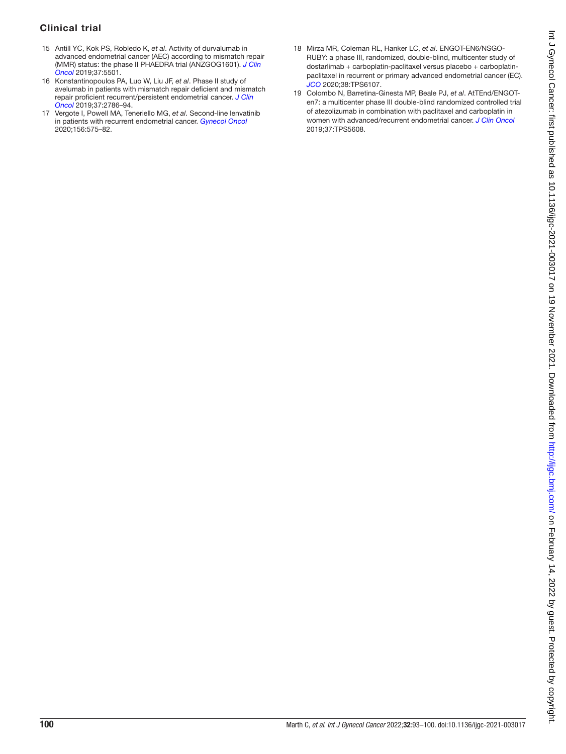15 Antill YC, Kok PS, Robledo K, *et al*. Activity of durvalumab in advanced endometrial cancer (AEC) according to mismatch repair (MMR) status: the phase II PHAEDRA trial (ANZGOG1601). *J Clin Oncol* 2019;37:5501.

16 Konstantinopoulos PA, Luo W, Liu JF, *et al*. Phase II study of avelumab in patients with mismatch repair deficient and mismatch repair proficient recurrent/persistent endometrial cancer. *J Clin Oncol* 2019;37:2786–94.

17 Vergote I, Powell MA, Teneriello MG, *et al*. Second-line lenvatinib in patients with recurrent endometrial cancer. *Gynecol Oncol* 2020;156:575–82.

18 Mirza MR, Coleman RL, Hanker LC, *et al*. ENGOT-EN6/NSGO-RUBY: a phase III, randomized, double-blind, multicenter study of dostarlimab + carboplatin-paclitaxel versus placebo + carboplatin-paclitaxel in recurrent or primary advanced endometrial cancer (EC). *JCO* 2020;38:TPS6107.

19 Colombo N, Barretina-Ginesta MP, Beale PJ, *et al*. AtTEnd/ENGOT-en7: a multicenter phase III double-blind randomized controlled trial of atezolizumab in combination with paclitaxel and carboplatin in women with advanced/recurrent endometrial cancer. *J Clin Oncol* 2019;37:TPS5608.